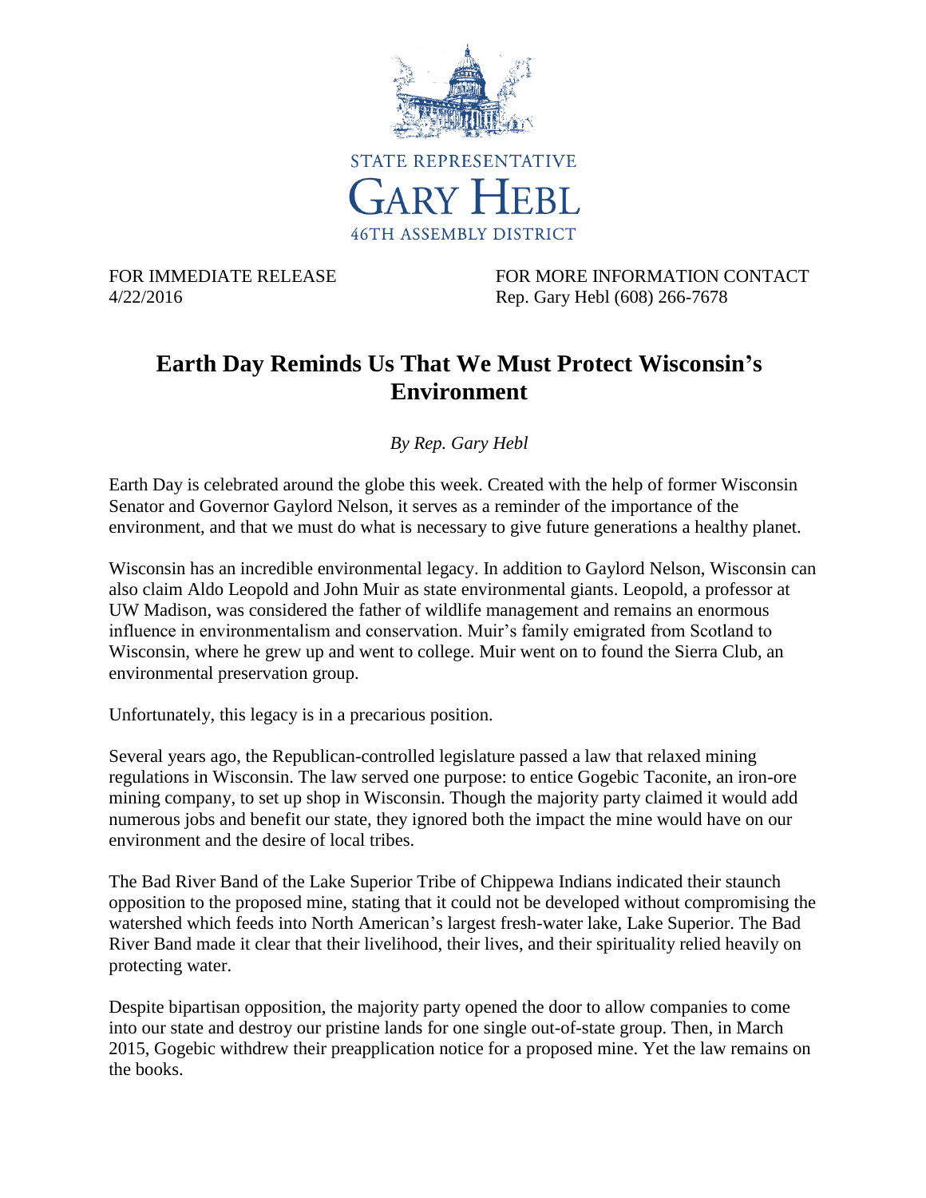STATE REPRESENTATIVE

GARY HEBL

46TH ASSEMBLY DISTRICT

FOR IMMEDIATE RELEASE
4/22/2016

FOR MORE INFORMATION CONTACT
Rep. Gary Hebl (608) 266-7678

# Earth Day Reminds Us That We Must Protect Wisconsin's Environment

*By Rep. Gary Hebl*

Earth Day is celebrated around the globe this week. Created with the help of former Wisconsin Senator and Governor Gaylord Nelson, it serves as a reminder of the importance of the environment, and that we must do what is necessary to give future generations a healthy planet.

Wisconsin has an incredible environmental legacy. In addition to Gaylord Nelson, Wisconsin can also claim Aldo Leopold and John Muir as state environmental giants. Leopold, a professor at UW Madison, was considered the father of wildlife management and remains an enormous influence in environmentalism and conservation. Muir's family emigrated from Scotland to Wisconsin, where he grew up and went to college. Muir went on to found the Sierra Club, an environmental preservation group.

Unfortunately, this legacy is in a precarious position.

Several years ago, the Republican-controlled legislature passed a law that relaxed mining regulations in Wisconsin. The law served one purpose: to entice Gogebic Taconite, an iron-ore mining company, to set up shop in Wisconsin. Though the majority party claimed it would add numerous jobs and benefit our state, they ignored both the impact the mine would have on our environment and the desire of local tribes.

The Bad River Band of the Lake Superior Tribe of Chippewa Indians indicated their staunch opposition to the proposed mine, stating that it could not be developed without compromising the watershed which feeds into North American's largest fresh-water lake, Lake Superior. The Bad River Band made it clear that their livelihood, their lives, and their spirituality relied heavily on protecting water.

Despite bipartisan opposition, the majority party opened the door to allow companies to come into our state and destroy our pristine lands for one single out-of-state group. Then, in March 2015, Gogebic withdrew their preapplication notice for a proposed mine. Yet the law remains on the books.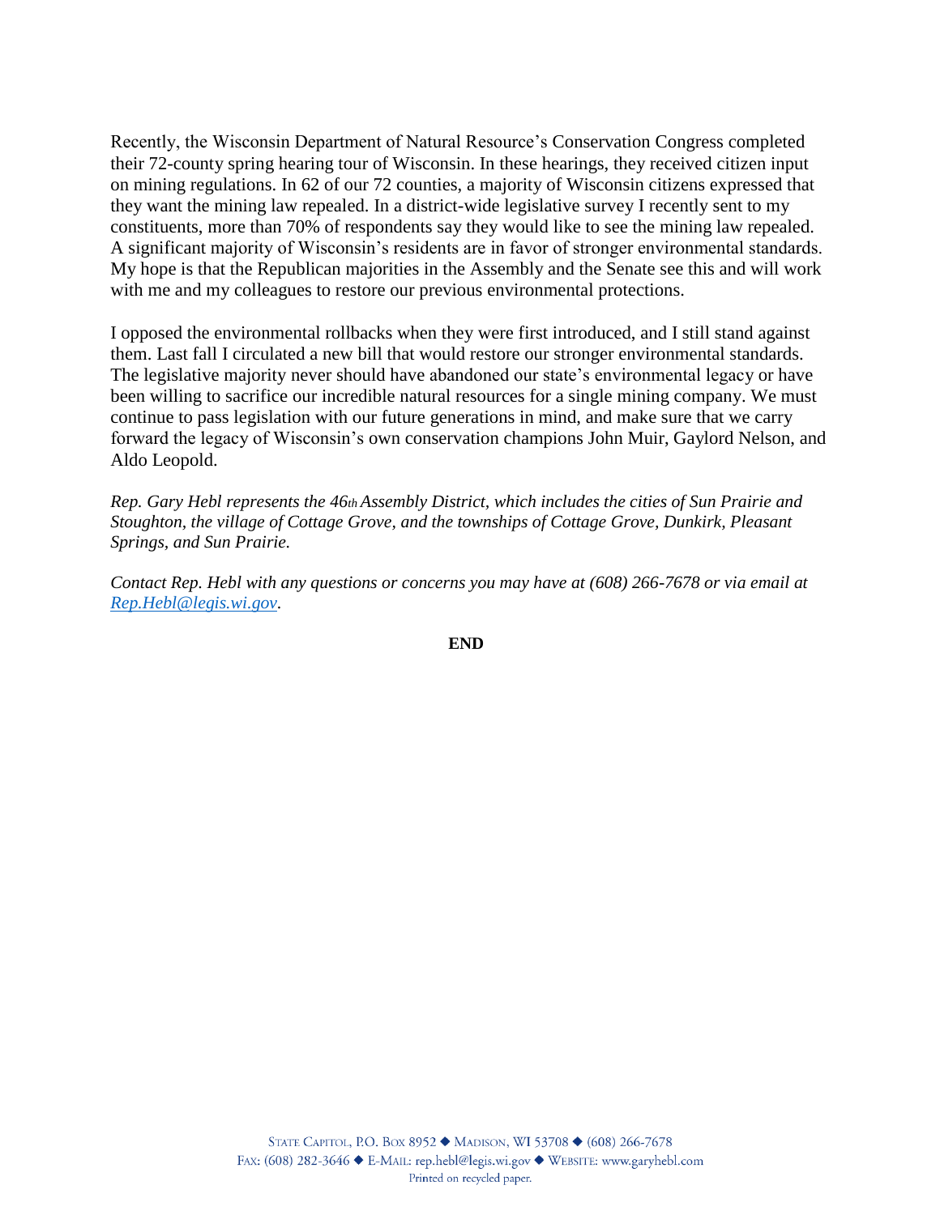Recently, the Wisconsin Department of Natural Resource's Conservation Congress completed their 72-county spring hearing tour of Wisconsin. In these hearings, they received citizen input on mining regulations. In 62 of our 72 counties, a majority of Wisconsin citizens expressed that they want the mining law repealed. In a district-wide legislative survey I recently sent to my constituents, more than 70% of respondents say they would like to see the mining law repealed. A significant majority of Wisconsin's residents are in favor of stronger environmental standards. My hope is that the Republican majorities in the Assembly and the Senate see this and will work with me and my colleagues to restore our previous environmental protections.

I opposed the environmental rollbacks when they were first introduced, and I still stand against them. Last fall I circulated a new bill that would restore our stronger environmental standards. The legislative majority never should have abandoned our state's environmental legacy or have been willing to sacrifice our incredible natural resources for a single mining company. We must continue to pass legislation with our future generations in mind, and make sure that we carry forward the legacy of Wisconsin's own conservation champions John Muir, Gaylord Nelson, and Aldo Leopold.

*Rep. Gary Hebl represents the 46th Assembly District, which includes the cities of Sun Prairie and Stoughton, the village of Cottage Grove, and the townships of Cottage Grove, Dunkirk, Pleasant Springs, and Sun Prairie.*

*Contact Rep. Hebl with any questions or concerns you may have at (608) 266-7678 or via email at [Rep.Hebl@legis.wi.gov](mailto:Rep.Hebl@legis.wi.gov).*

**END**

State Capitol, P.O. Box 8952 ◆ Madison, WI 53708 ◆ (608) 266-7678
Fax: (608) 282-3646 ◆ E-Mail: rep.hebl@legis.wi.gov ◆ Website: www.garyhebl.com
Printed on recycled paper.